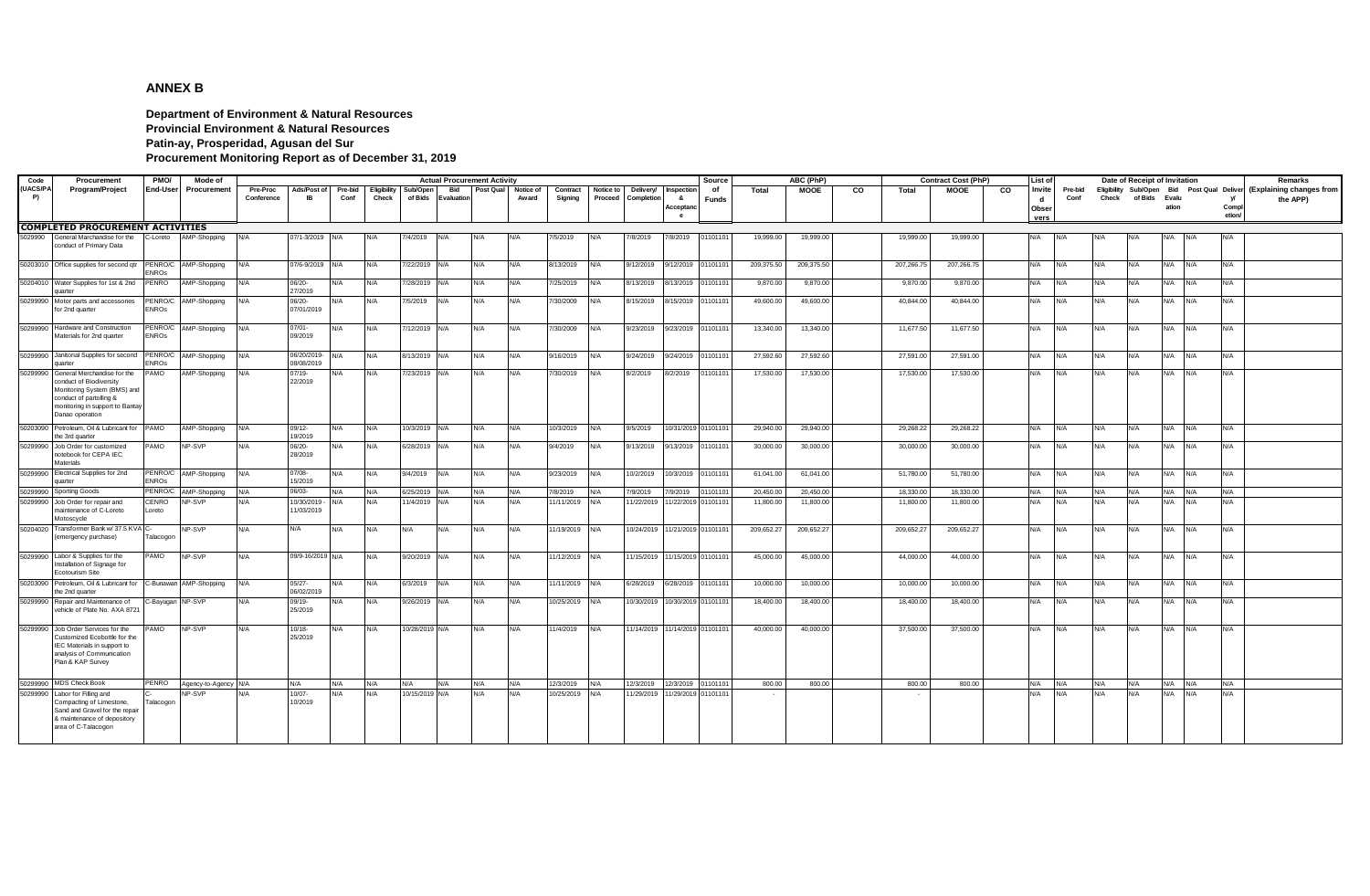# ANNEX B

**Department of Environment & Natural Resources**
**Provincial Environment & Natural Resources**
**Patin-ay, Prosperidad, Agusan del Sur**
**Procurement Monitoring Report as of December 31, 2019**

| Code (UACS/PAP) | Procurement Program/Project | PMO/ End-User | Mode of Procurement | Actual Procurement Activity | | | | | | | | | | | | | Source of Funds | ABC (PhP) | | | Contract Cost (PhP) | | | List of Invited Observers | Date of Receipt of Invitation | | | | | | | Remarks (Explaining changes from the APP) |
|---|---|---|---|---|---|---|---|---|---|---|---|---|---|---|---|---|---|---|---|---|---|---|---|---|---|---|---|---|---|---|---|---|
| | | | | Pre-Proc Conference | Ads/Post of IB | Pre-bid Conf | Eligibility Check | Sub/Open of Bids | Bid Evaluation | Post Qual | Notice of Award | Contract Signing | Notice to Proceed | Delivery/ Completion | Inspection & Acceptance | | | Total | MOOE | CO | Total | MOOE | CO | | Pre-bid Conf | Eligibility Check | Sub/Open of Bids | Bid Evaluation | Post Qual | Delivery/ Completion/ | |
| **COMPLETED PROCUREMENT ACTIVITIES** | | | | | | | | | | | | | | | | | | | | | | | | | | | | | | | | |
| 5029990 | General Marchandise for the conduct of Primary Data | C-Loreto | AMP-Shopping | N/A | 07/1-3/2019 | N/A | N/A | 7/4/2019 | N/A | N/A | N/A | 7/5/2019 | N/A | 7/8/2019 | 7/8/2019 | 01101101 | 19,999.00 | 19,999.00 | | 19,999.00 | 19,999.00 | | N/A | N/A | N/A | N/A | N/A | N/A | N/A | |
| 50203010 | Office supplies for second qtr | PENRO/C ENROs | AMP-Shopping | N/A | 07/6-9/2019 | N/A | N/A | 7/22/2019 | N/A | N/A | N/A | 8/13/2019 | N/A | 9/12/2019 | 9/12/2019 | 01101101 | 209,375.50 | 209,375.50 | | 207,266.75 | 207,266.75 | | N/A | N/A | N/A | N/A | N/A | N/A | N/A | |
| 50204010 | Water Supplies for 1st & 2nd quarter | PENRO | AMP-Shopping | N/A | 06/20-27/2019 | N/A | N/A | 7/28/2019 | N/A | N/A | N/A | 7/25/2019 | N/A | 8/13/2019 | 8/13/2019 | 01101101 | 9,870.00 | 9,870.00 | | 9,870.00 | 9,870.00 | | N/A | N/A | N/A | N/A | N/A | N/A | N/A | |
| 50299990 | Motor parts and accessories for 2nd quarter | PENRO/C ENROs | AMP-Shopping | N/A | 06/20-07/01/2019 | N/A | N/A | 7/5/2019 | N/A | N/A | N/A | 7/30/2009 | N/A | 8/15/2019 | 8/15/2019 | 01101101 | 49,600.00 | 49,600.00 | | 40,844.00 | 40,844.00 | | N/A | N/A | N/A | N/A | N/A | N/A | N/A | |
| 50299990 | Hardware and Construction Materials for 2nd quarter | PENRO/C ENROs | AMP-Shopping | N/A | 07/01-09/2019 | N/A | N/A | 7/12/2019 | N/A | N/A | N/A | 7/30/2009 | N/A | 9/23/2019 | 9/23/2019 | 01101101 | 13,340.00 | 13,340.00 | | 11,677.50 | 11,677.50 | | N/A | N/A | N/A | N/A | N/A | N/A | N/A | |
| 50299990 | Janitorial Supplies for second quarter | PENRO/C ENROs | AMP-Shopping | N/A | 06/20/2019-08/08/2019 | N/A | N/A | 8/13/2019 | N/A | N/A | N/A | 9/16/2019 | N/A | 9/24/2019 | 9/24/2019 | 01101101 | 27,592.60 | 27,592.60 | | 27,591.00 | 27,591.00 | | N/A | N/A | N/A | N/A | N/A | N/A | N/A | |
| 50299990 | General Merchandise for the conduct of Biodiversity Monitoring System (BMS) and conduct of partolling & monitoring in support to Bantay Danao operation | PAMO | AMP-Shopping | N/A | 07/19-22/2019 | N/A | N/A | 7/23/2019 | N/A | N/A | N/A | 7/30/2019 | N/A | 8/2/2019 | 8/2/2019 | 01101101 | 17,530.00 | 17,530.00 | | 17,530.00 | 17,530.00 | | N/A | N/A | N/A | N/A | N/A | N/A | N/A | |
| 50203090 | Petroleum, Oil & Lubricant for the 3rd quarter | PAMO | AMP-Shopping | N/A | 09/12-19/2019 | N/A | N/A | 10/3/2019 | N/A | N/A | N/A | 10/3/2019 | N/A | 9/5/2019 | 10/31/2019 | 01101101 | 29,940.00 | 29,940.00 | | 29,268.22 | 29,268.22 | | N/A | N/A | N/A | N/A | N/A | N/A | N/A | |
| 50299990 | Job Order for customized notebook for CEPA IEC Materials | PAMO | NP-SVP | N/A | 06/20-28/2019 | N/A | N/A | 6/28/2019 | N/A | N/A | N/A | 9/4/2019 | N/A | 9/13/2019 | 9/13/2019 | 01101101 | 30,000.00 | 30,000.00 | | 30,000.00 | 30,000.00 | | N/A | N/A | N/A | N/A | N/A | N/A | N/A | |
| 50299990 | Electrical Supplies for 2nd quarter | PENRO/C ENROs | AMP-Shopping | N/A | 07/08-15/2019 | N/A | N/A | 9/4/2019 | N/A | N/A | N/A | 9/23/2019 | N/A | 10/2/2019 | 10/3/2019 | 01101101 | 61,041.00 | 61,041.00 | | 51,780.00 | 51,780.00 | | N/A | N/A | N/A | N/A | N/A | N/A | N/A | |
| 50299990 | Sporting Goods | PENRO/C | AMP-Shopping | N/A | 06/03- | N/A | N/A | 6/25/2019 | N/A | N/A | N/A | 7/8/2019 | N/A | 7/9/2019 | 7/9/2019 | 01101101 | 20,450.00 | 20,450.00 | | 18,330.00 | 18,330.00 | | N/A | N/A | N/A | N/A | N/A | N/A | N/A | |
| 50299990 | Job Order for repair and maintenance of C-Loreto Motoscycle | CENRO Loreto | NP-SVP | N/A | 10/30/2019 - 11/03/2019 | N/A | N/A | 11/4/2019 | N/A | N/A | N/A | 11/11/2019 | N/A | 11/22/2019 | 11/22/2019 | 01101101 | 11,800.00 | 11,800.00 | | 11,800.00 | 11,800.00 | | N/A | N/A | N/A | N/A | N/A | N/A | N/A | |
| 50204020 | Transformer Bank w/ 37.5 KVA (emergency purchase) | C-Talacogon | NP-SVP | N/A | N/A | N/A | N/A | N/A | N/A | N/A | N/A | 11/19/2019 | N/A | 10/24/2019 | 11/21/2019 | 01101101 | 209,652.27 | 209,652.27 | | 209,652.27 | 209,652.27 | | N/A | N/A | N/A | N/A | N/A | N/A | N/A | |
| 50299990 | Labor & Supplies for the Installation of Signage for Ecotourism Site | PAMO | NP-SVP | N/A | 09/9-16/2019 | N/A | N/A | 9/20/2019 | N/A | N/A | N/A | 11/12/2019 | N/A | 11/15/2019 | 11/15/2019 | 01101101 | 45,000.00 | 45,000.00 | | 44,000.00 | 44,000.00 | | N/A | N/A | N/A | N/A | N/A | N/A | N/A | |
| 50203090 | Petroleum, Oil & Lubricant for the 2nd quarter | C-Bunawan | AMP-Shopping | N/A | 05/27-06/02/2019 | N/A | N/A | 6/3/2019 | N/A | N/A | N/A | 11/11/2019 | N/A | 6/28/2019 | 6/28/2019 | 01101101 | 10,000.00 | 10,000.00 | | 10,000.00 | 10,000.00 | | N/A | N/A | N/A | N/A | N/A | N/A | N/A | |
| 50299990 | Repair and Maintenance of vehicle of Plate No. AXA 8721 | C-Bayugan | NP-SVP | N/A | 09/19-25/2019 | N/A | N/A | 9/26/2019 | N/A | N/A | N/A | 10/25/2019 | N/A | 10/30/2019 | 10/30/2019 | 01101101 | 18,400.00 | 18,400.00 | | 18,400.00 | 18,400.00 | | N/A | N/A | N/A | N/A | N/A | N/A | N/A | |
| 50299990 | Job Order Services for the Customized Ecobottle for the IEC Materials in support to analysis of Communication Plan & KAP Survey | PAMO | NP-SVP | N/A | 10/18-25/2019 | N/A | N/A | 10/28/2019 | N/A | N/A | N/A | 11/4/2019 | N/A | 11/14/2019 | 11/14/2019 | 01101101 | 40,000.00 | 40,000.00 | | 37,500.00 | 37,500.00 | | N/A | N/A | N/A | N/A | N/A | N/A | N/A | |
| 50299990 | MDS Check Book | PENRO | Agency-to-Agency | N/A | N/A | N/A | N/A | N/A | N/A | N/A | N/A | 12/3/2019 | N/A | 12/3/2019 | 12/3/2019 | 01101101 | 800.00 | 800.00 | | 800.00 | 800.00 | | N/A | N/A | N/A | N/A | N/A | N/A | N/A | |
| 50299990 | Labor for Filling and Compacting of Limestone, Sand and Gravel for the repair & maintenance of depository area of C-Talacogon | C-Talacogon | NP-SVP | N/A | 10/07-10/2019 | N/A | N/A | 10/15/2019 | N/A | N/A | N/A | 10/25/2019 | N/A | 11/29/2019 | 11/29/2019 | 01101101 | - | | | - | | | N/A | N/A | N/A | N/A | N/A | N/A | N/A | |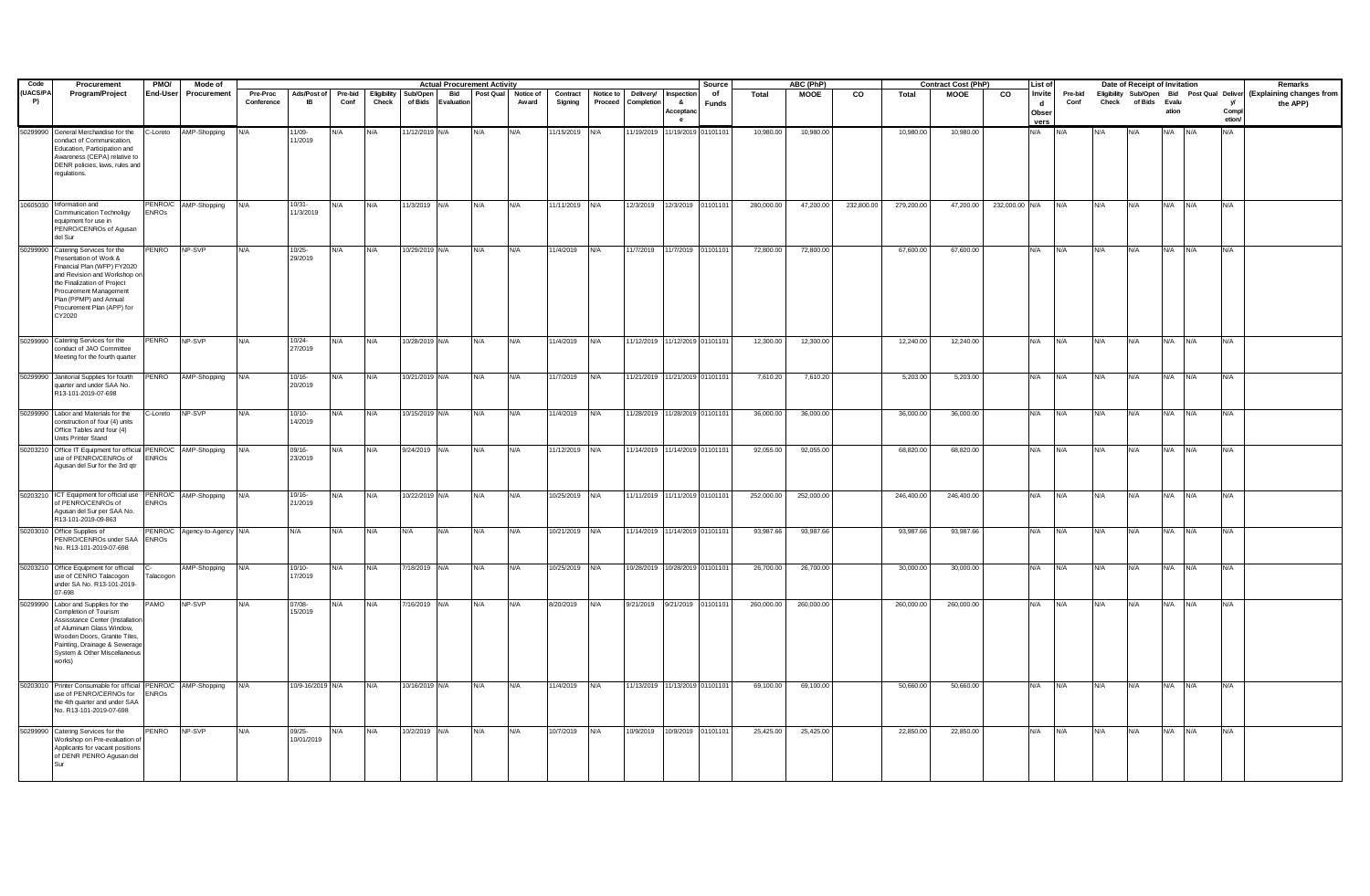| Code (UACS/PAP) | Procurement Program/Project | PMO/ End-User | Mode of Procurement | Actual Procurement Activity | | | | | | | | | | | | | Source of Funds | ABC (PhP) | | | Contract Cost (PhP) | | | List of Invited Observers | Date of Receipt of Invitation | | | | | | | Remarks (Explaining changes from the APP) |
|---|---|---|---|---|---|---|---|---|---|---|---|---|---|---|---|---|---|---|---|---|---|---|---|---|---|---|---|---|---|---|---|---|
| | | | | Pre-Proc Conference | Ads/Post of IB | Pre-bid Conf | Eligibility Check | Sub/Open of Bids | Bid Evaluation | Post Qual | Notice of Award | Contract Signing | Notice to Proceed | Delivery/ Completion | Inspection & Acceptance | | | Total | MOOE | CO | Total | MOOE | CO | | Pre-bid Conf | Eligibility Check | Sub/Open of Bids | Bid Evaluation | Post Qual | Delivery/ Completion | |
| 50299990 | General Merchandise for the conduct of Communication, Education, Participation and Awareness (CEPA) relative to DENR policies, laws, rules and regulations. | C-Loreto | AMP-Shopping | N/A | 11/09-11/2019 | N/A | N/A | 11/12/2019 | N/A | N/A | N/A | 11/15/2019 | N/A | 11/19/2019 | 11/19/2019 | 01101101 | 10,980.00 | 10,980.00 | | 10,980.00 | 10,980.00 | | N/A | N/A | N/A | N/A | N/A | N/A | N/A | |
| 10605030 | Information and Communication Technoligy equipment for use in PENRO/CENROs of Agusan del Sur | PENRO/C ENROs | AMP-Shopping | N/A | 10/31-11/3/2019 | N/A | N/A | 11/3/2019 | N/A | N/A | N/A | 11/11/2019 | N/A | 12/3/2019 | 12/3/2019 | 01101101 | 280,000.00 | 47,200.00 | 232,800.00 | 279,200.00 | 47,200.00 | 232,000.00 | N/A | N/A | N/A | N/A | N/A | N/A | N/A | |
| 50299990 | Catering Services for the Presentation of Work & Financial Plan (WFP) FY2020 and Revision and Workshop on the Finalization of Project Procurement Management Plan (PPMP) and Annual Procurement Plan (APP) for CY2020 | PENRO | NP-SVP | N/A | 10/25-29/2019 | N/A | N/A | 10/29/2019 | N/A | N/A | N/A | 11/4/2019 | N/A | 11/7/2019 | 11/7/2019 | 01101101 | 72,800.00 | 72,800.00 | | 67,600.00 | 67,600.00 | | N/A | N/A | N/A | N/A | N/A | N/A | N/A | |
| 50299990 | Catering Services for the conduct of JAO Committee Meeting for the fourth quarter | PENRO | NP-SVP | N/A | 10/24-27/2019 | N/A | N/A | 10/28/2019 | N/A | N/A | N/A | 11/4/2019 | N/A | 11/12/2019 | 11/12/2019 | 01101101 | 12,300.00 | 12,300.00 | | 12,240.00 | 12,240.00 | | N/A | N/A | N/A | N/A | N/A | N/A | N/A | |
| 50299990 | Janitorial Supplies for fourth quarter and under SAA No. R13-101-2019-07-698 | PENRO | AMP-Shopping | N/A | 10/16-20/2019 | N/A | N/A | 10/21/2019 | N/A | N/A | N/A | 11/7/2019 | N/A | 11/21/2019 | 11/21/2019 | 01101101 | 7,610.20 | 7,610.20 | | 5,203.00 | 5,203.00 | | N/A | N/A | N/A | N/A | N/A | N/A | N/A | |
| 50299990 | Labor and Materials for the construction of four (4) units Office Tables and four (4) Units Printer Stand | C-Loreto | NP-SVP | N/A | 10/10-14/2019 | N/A | N/A | 10/15/2019 | N/A | N/A | N/A | 11/4/2019 | N/A | 11/28/2019 | 11/28/2019 | 01101101 | 36,000.00 | 36,000.00 | | 36,000.00 | 36,000.00 | | N/A | N/A | N/A | N/A | N/A | N/A | N/A | |
| 50203210 | Office IT Equipment for official use of PENRO/CENROs of Agusan del Sur for the 3rd qtr | PENRO/C ENROs | AMP-Shopping | N/A | 09/16-23/2019 | N/A | N/A | 9/24/2019 | N/A | N/A | N/A | 11/12/2019 | N/A | 11/14/2019 | 11/14/2019 | 01101101 | 92,055.00 | 92,055.00 | | 68,820.00 | 68,820.00 | | N/A | N/A | N/A | N/A | N/A | N/A | N/A | |
| 50203210 | ICT Equipment for official use of PENRO/CENROs of Agusan del Sur per SAA No. R13-101-2019-09-863 | PENRO/C ENROs | AMP-Shopping | N/A | 10/16-21/2019 | N/A | N/A | 10/22/2019 | N/A | N/A | N/A | 10/25/2019 | N/A | 11/11/2019 | 11/11/2019 | 01101101 | 252,000.00 | 252,000.00 | | 246,400.00 | 246,400.00 | | N/A | N/A | N/A | N/A | N/A | N/A | N/A | |
| 50203010 | Office Supplies of PENRO/CENROs under SAA No. R13-101-2019-07-698 | PENRO/C ENROs | Agency-to-Agency | N/A | N/A | N/A | N/A | N/A | N/A | N/A | N/A | 10/21/2019 | N/A | 11/14/2019 | 11/14/2019 | 01101101 | 93,987.66 | 93,987.66 | | 93,987.66 | 93,987.66 | | N/A | N/A | N/A | N/A | N/A | N/A | N/A | |
| 50203210 | Office Equipment for official use of CENRO Talacogon under SA No. R13-101-2019-07-698 | C-Talacogon | AMP-Shopping | N/A | 10/10-17/2019 | N/A | N/A | 7/18/2019 | N/A | N/A | N/A | 10/25/2019 | N/A | 10/28/2019 | 10/28/2019 | 01101101 | 26,700.00 | 26,700.00 | | 30,000.00 | 30,000.00 | | N/A | N/A | N/A | N/A | N/A | N/A | N/A | |
| 50299990 | Labor and Supplies for the Completion of Tourism Assisstance Center (Installation of Aluminum Glass Window, Wooden Doors, Granite Tiles, Painting, Drainage & Sewerage System & Other Miscellaneous works) | PAMO | NP-SVP | N/A | 07/08-15/2019 | N/A | N/A | 7/16/2019 | N/A | N/A | N/A | 8/20/2019 | N/A | 9/21/2019 | 9/21/2019 | 01101101 | 260,000.00 | 260,000.00 | | 260,000.00 | 260,000.00 | | N/A | N/A | N/A | N/A | N/A | N/A | N/A | |
| 50203010 | Printer Consumable for official use of PENRO/CERNOs for the 4th quarter and under SAA No. R13-101-2019-07-698 | PENRO/C ENROs | AMP-Shopping | N/A | 10/9-16/2019 | N/A | N/A | 10/16/2019 | N/A | N/A | N/A | 11/4/2019 | N/A | 11/13/2019 | 11/13/2019 | 01101101 | 69,100.00 | 69,100.00 | | 50,660.00 | 50,660.00 | | N/A | N/A | N/A | N/A | N/A | N/A | N/A | |
| 50299990 | Catering Services for the Workshop on Pre-evaluation of Applicants for vacant positions of DENR PENRO Agusan del Sur | PENRO | NP-SVP | N/A | 09/25-10/01/2019 | N/A | N/A | 10/2/2019 | N/A | N/A | N/A | 10/7/2019 | N/A | 10/9/2019 | 10/9/2019 | 01101101 | 25,425.00 | 25,425.00 | | 22,850.00 | 22,850.00 | | N/A | N/A | N/A | N/A | N/A | N/A | N/A | |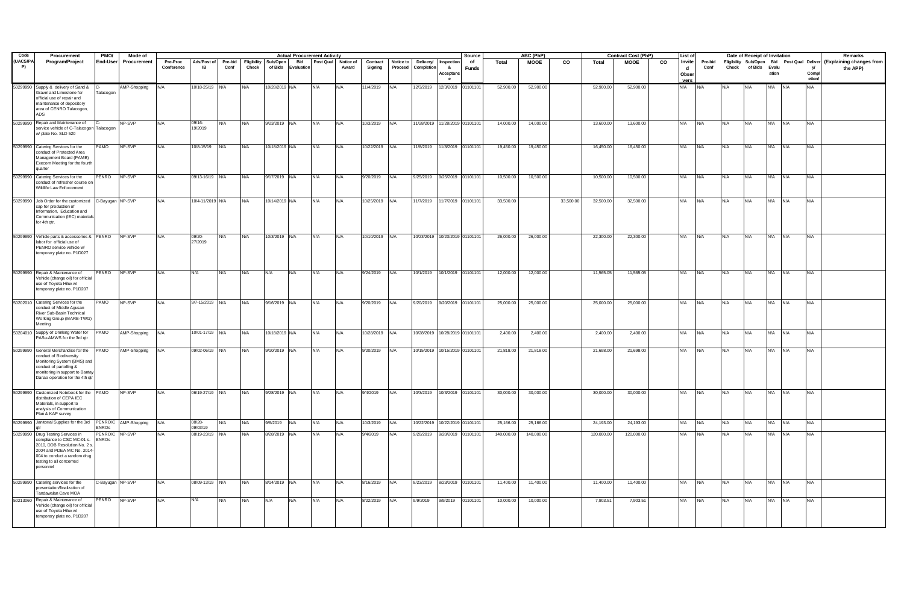| Code (UACS/PAP) | Procurement Program/Project | PMO/ End-User | Mode of Procurement | Actual Procurement Activity | | | | | | | | | | | | Source of Funds | ABC (PhP) | | | Contract Cost (PhP) | | | List of Invited Observers | Date of Receipt of Invitation | | | | | | Remarks (Explaining changes from the APP) |
|---|---|---|---|---|---|---|---|---|---|---|---|---|---|---|---|---|---|---|---|---|---|---|---|---|---|---|---|---|---|---|
| | | | | Pre-Proc Conference | Ads/Post of IB | Pre-bid Conf | Eligibility Check | Sub/Open of Bids | Bid Evaluation | Post Qual | Notice of Award | Contract Signing | Notice to Proceed | Delivery/ Completion | Inspection & Acceptance | | Total | MOOE | CO | Total | MOOE | CO | | Pre-bid Conf | Eligibility Check | Sub/Open of Bids | Bid Evaluation | Post Qual | Delivery/ Completion | |
| 50299990 | Supply & delivery of Sand & Gravel and Limestone for official use of repair and maintenance of depository area of CENRO Talacogon, ADS | C-Talacogon | AMP-Shopping | N/A | 10/18-25/19 | N/A | N/A | 10/28/2019 | N/A | N/A | N/A | 11/4/2019 | N/A | 12/3/2019 | 12/3/2019 | 01101101 | 52,900.00 | 52,900.00 | | 52,900.00 | 52,900.00 | | N/A | N/A | N/A | N/A | N/A | N/A | N/A | |
| 50299990 | Repair and Maintenance of service vehicle of C-Talacogon w/ plate No. SLD 520 | C-Talacogon | NP-SVP | N/A | 09/16-19/2019 | N/A | N/A | 9/23/2019 | N/A | N/A | N/A | 10/3/2019 | N/A | 11/28/2019 | 11/28/2019 | 01101101 | 14,000.00 | 14,000.00 | | 13,600.00 | 13,600.00 | | N/A | N/A | N/A | N/A | N/A | N/A | N/A | |
| 50299990 | Catering Services for the conduct of Protected Area Management Board (PAMB) Execom Meeting for the fourth quarter | PAMO | NP-SVP | N/A | 10/8-15/19 | N/A | N/A | 10/18/2019 | N/A | N/A | N/A | 10/22/2019 | N/A | 11/8/2019 | 11/8/2019 | 01101101 | 19,450.00 | 19,450.00 | | 16,450.00 | 16,450.00 | | N/A | N/A | N/A | N/A | N/A | N/A | N/A | |
| 50299990 | Catering Services for the conduct of refresher course on Wildlife Law Enforcement | PENRO | NP-SVP | N/A | 09/13-16/19 | N/A | N/A | 9/17/2019 | N/A | N/A | N/A | 9/20/2019 | N/A | 9/25/2019 | 9/25/2019 | 01101101 | 10,500.00 | 10,500.00 | | 10,500.00 | 10,500.00 | | N/A | N/A | N/A | N/A | N/A | N/A | N/A | |
| 50299990 | Job Order for the customized cap for production of Information, Education and Communication (IEC) materials for 4th qtr. | C-Bayugan | NP-SVP | N/A | 10/4-11/2019 | N/A | N/A | 10/14/2019 | N/A | N/A | N/A | 10/25/2019 | N/A | 11/7/2019 | 11/7/2019 | 01101101 | 33,500.00 | | 33,500.00 | 32,500.00 | 32,500.00 | | N/A | N/A | N/A | N/A | N/A | N/A | N/A | |
| 50299990 | Vehicle parts & accessories & labor for official use of PENRO service vehicle w/ temporary plate no. P1D027 | PENRO | NP-SVP | N/A | 09/20-27/2019 | N/A | N/A | 10/3/2019 | N/A | N/A | N/A | 10/10/2019 | N/A | 10/23/2019 | 10/23/2019 | 01101101 | 26,000.00 | 26,000.00 | | 22,300.00 | 22,300.00 | | N/A | N/A | N/A | N/A | N/A | N/A | N/A | |
| 50299990 | Repair & Maintenance of Vehicle (change oil) for official use of Toyota Hilux w/ temporary plate no. P1D207 | PENRO | NP-SVP | N/A | N/A | N/A | N/A | N/A | N/A | N/A | N/A | 9/24/2019 | N/A | 10/1/2019 | 10/1/2019 | 01101101 | 12,000.00 | 12,000.00 | | 11,565.05 | 11,565.05 | | N/A | N/A | N/A | N/A | N/A | N/A | N/A | |
| 50202010 | Catering Services for the conduct of Middle Agusan River Sub-Basin Technical Working Group (MARB-TWG) Meeting | PAMO | NP-SVP | N/A | 9/7-15/2019 | N/A | N/A | 9/16/2019 | N/A | N/A | N/A | 9/20/2019 | N/A | 9/20/2019 | 9/20/2019 | 01101101 | 25,000.00 | 25,000.00 | | 25,000.00 | 25,000.00 | | N/A | N/A | N/A | N/A | N/A | N/A | N/A | |
| 50204010 | Supply of Drinking Water for PASu-AMWS for the 3rd qtr | PAMO | AMP-Shopping | N/A | 10/01-17/19 | N/A | N/A | 10/18/2019 | N/A | N/A | N/A | 10/28/2019 | N/A | 10/28/2019 | 10/28/2019 | 01101101 | 2,400.00 | 2,400.00 | | 2,400.00 | 2,400.00 | | N/A | N/A | N/A | N/A | N/A | N/A | N/A | |
| 50299990 | General Merchandise for the conduct of Biodiversity Monitoring System (BMS) and conduct of partolling & monitoring in support to Bantay Danao operation for the 4th qtr | PAMO | AMP-Shopping | N/A | 09/02-06/19 | N/A | N/A | 9/10/2019 | N/A | N/A | N/A | 9/20/2019 | N/A | 10/15/2019 | 10/15/2019 | 01101101 | 21,818.00 | 21,818.00 | | 21,698.00 | 21,698.00 | | N/A | N/A | N/A | N/A | N/A | N/A | N/A | |
| 50299990 | Customized Notebook for the distribution of CEPA IEC Materials, in support to analysis of Communication Plan & KAP survey | PAMO | NP-SVP | N/A | 06/19-27/19 | N/A | N/A | 9/28/2019 | N/A | N/A | N/A | 9/4/2019 | N/A | 10/3/2019 | 10/3/2019 | 01101101 | 30,000.00 | 30,000.00 | | 30,000.00 | 30,000.00 | | N/A | N/A | N/A | N/A | N/A | N/A | N/A | |
| 50299990 | Janitorial Supplies for the 3rd qtr | PENRO/C ENROs | AMP-Shopping | N/A | 08/28-09/03/19 | N/A | N/A | 9/6/2019 | N/A | N/A | N/A | 10/3/2019 | N/A | 10/22/2019 | 10/22/2019 | 01101101 | 25,166.00 | 25,166.00 | | 24,193.00 | 24,193.00 | | N/A | N/A | N/A | N/A | N/A | N/A | N/A | |
| 50299990 | Drug Testing Services in compliance to CSC MC-01 s. 2010, DDB Resolution No. 2 s. 2004 and PDEA MC No. 2014-004 to conduct a random drug testing to all concerned personnel | PENRO/C ENROs | NP-SVP | N/A | 08/19-23/19 | N/A | N/A | 8/28/2019 | N/A | N/A | N/A | 9/4/2019 | N/A | 9/20/2019 | 9/20/2019 | 01101101 | 140,000.00 | 140,000.00 | | 120,000.00 | 120,000.00 | | N/A | N/A | N/A | N/A | N/A | N/A | N/A | |
| 50299990 | Catering services for the presentation/finalization of Tandawalan Cave MOA | C-Bayugan | NP-SVP | N/A | 08/09-13/19 | N/A | N/A | 8/14/2019 | N/A | N/A | N/A | 8/16/2019 | N/A | 8/23/2019 | 8/23/2019 | 01101101 | 11,400.00 | 11,400.00 | | 11,400.00 | 11,400.00 | | N/A | N/A | N/A | N/A | N/A | N/A | N/A | |
| 50213060 | Repair & Maintenance of Vehicle (change oil) for official use of Toyota Hilux w/ temporary plate no. P1D207 | PENRO | NP-SVP | N/A | N/A | N/A | N/A | N/A | N/A | N/A | N/A | 8/22/2019 | N/A | 9/9/2019 | 9/9/2019 | 01101101 | 10,000.00 | 10,000.00 | | 7,903.51 | 7,903.51 | | N/A | N/A | N/A | N/A | N/A | N/A | N/A | |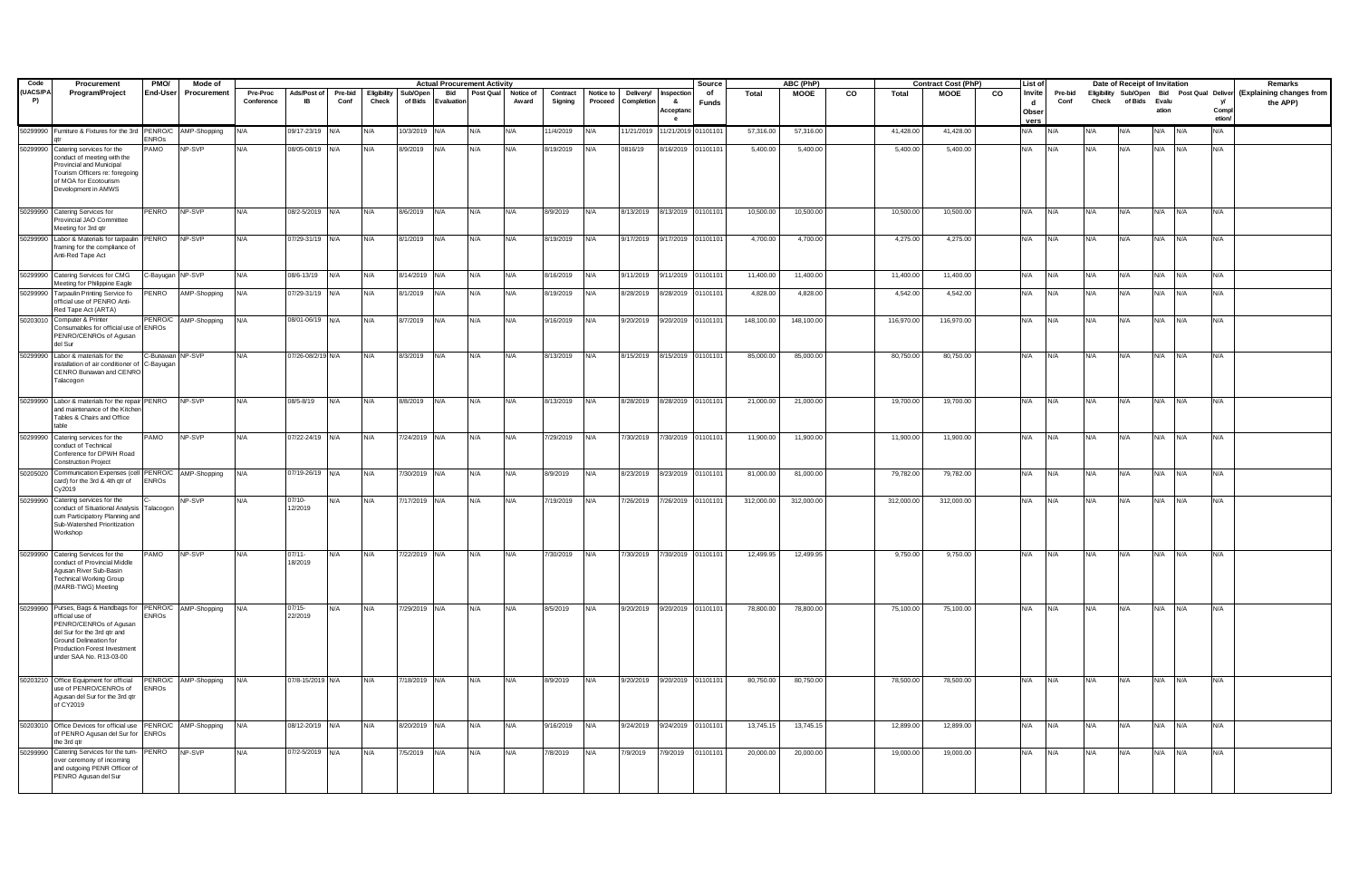| Code (UACS/PAP) | Procurement Program/Project | PMO/ End-User | Mode of Procurement | Actual Procurement Activity | | | | | | | | | | | | Source of Funds | ABC (PhP) | | | Contract Cost (PhP) | | | List of Invited Observers | Date of Receipt of Invitation | | | | | | Remarks (Explaining changes from the APP) |
|---|---|---|---|---|---|---|---|---|---|---|---|---|---|---|---|---|---|---|---|---|---|---|---|---|---|---|---|---|---|---|
| | | | | Pre-Proc Conference | Ads/Post of IB | Pre-bid Conf | Eligibility Check | Sub/Open of Bids | Bid Evaluation | Post Qual | Notice of Award | Contract Signing | Notice to Proceed | Delivery/ Completion | Inspection & Acceptance | | Total | MOOE | CO | Total | MOOE | CO | | Pre-bid Conf | Eligibility Check | Sub/Open of Bids | Bid Evaluation | Post Qual | Delivery/ Completion | |
| 50299990 | Furniture & Fixtures for the 3rd qtr | PENRO/CENROs | AMP-Shopping | N/A | 09/17-23/19 | N/A | N/A | 10/3/2019 | N/A | N/A | N/A | 11/4/2019 | N/A | 11/21/2019 | 11/21/2019 | 01101101 | 57,316.00 | 57,316.00 | | 41,428.00 | 41,428.00 | | N/A | N/A | N/A | N/A | N/A | N/A | N/A | |
| 50299990 | Catering services for the conduct of meeting with the Provincial and Municipal Tourism Officers re: foregoing of MOA for Ecotourism Development in AMWS | PAMO | NP-SVP | N/A | 08/05-08/19 | N/A | N/A | 8/9/2019 | N/A | N/A | N/A | 8/19/2019 | N/A | 0816/19 | 8/16/2019 | 01101101 | 5,400.00 | 5,400.00 | | 5,400.00 | 5,400.00 | | N/A | N/A | N/A | N/A | N/A | N/A | N/A | |
| 50299990 | Catering Services for Provincial JAO Committee Meeting for 3rd qtr | PENRO | NP-SVP | N/A | 08/2-5/2019 | N/A | N/A | 8/6/2019 | N/A | N/A | N/A | 8/9/2019 | N/A | 8/13/2019 | 8/13/2019 | 01101101 | 10,500.00 | 10,500.00 | | 10,500.00 | 10,500.00 | | N/A | N/A | N/A | N/A | N/A | N/A | N/A | |
| 50299990 | Labor & Materials for tarpaulin framing for the compliance of Anti-Red Tape Act | PENRO | NP-SVP | N/A | 07/29-31/19 | N/A | N/A | 8/1/2019 | N/A | N/A | N/A | 8/19/2019 | N/A | 9/17/2019 | 9/17/2019 | 01101101 | 4,700.00 | 4,700.00 | | 4,275.00 | 4,275.00 | | N/A | N/A | N/A | N/A | N/A | N/A | N/A | |
| 50299990 | Catering Services for CMG Meeting for Philippine Eagle | C-Bayugan | NP-SVP | N/A | 08/6-13/19 | N/A | N/A | 8/14/2019 | N/A | N/A | N/A | 8/16/2019 | N/A | 9/11/2019 | 9/11/2019 | 01101101 | 11,400.00 | 11,400.00 | | 11,400.00 | 11,400.00 | | N/A | N/A | N/A | N/A | N/A | N/A | N/A | |
| 50299990 | Tarpaulin Printing Service fo official use of PENRO Anti-Red Tape Act (ARTA) | PENRO | AMP-Shopping | N/A | 07/29-31/19 | N/A | N/A | 8/1/2019 | N/A | N/A | N/A | 8/19/2019 | N/A | 8/28/2019 | 8/28/2019 | 01101101 | 4,828.00 | 4,828.00 | | 4,542.00 | 4,542.00 | | N/A | N/A | N/A | N/A | N/A | N/A | N/A | |
| 50203010 | Computer & Printer Consumables for official use of PENRO/CENROs of Agusan del Sur | PENRO/CENROs | AMP-Shopping | N/A | 08/01-06/19 | N/A | N/A | 8/7/2019 | N/A | N/A | N/A | 9/16/2019 | N/A | 9/20/2019 | 9/20/2019 | 01101101 | 148,100.00 | 148,100.00 | | 116,970.00 | 116,970.00 | | N/A | N/A | N/A | N/A | N/A | N/A | N/A | |
| 50299990 | Labor & materials for the installation of air conditioner of CENRO Bunawan and CENRO Talacogon | C-Bunawan C-Bayugan | NP-SVP | N/A | 07/26-08/2/19 | N/A | N/A | 8/3/2019 | N/A | N/A | N/A | 8/13/2019 | N/A | 8/15/2019 | 8/15/2019 | 01101101 | 85,000.00 | 85,000.00 | | 80,750.00 | 80,750.00 | | N/A | N/A | N/A | N/A | N/A | N/A | N/A | |
| 50299990 | Labor & materials for the repair and maintenance of the Kitchen Tables & Chairs and Office table | PENRO | NP-SVP | N/A | 08/5-8/19 | N/A | N/A | 8/8/2019 | N/A | N/A | N/A | 8/13/2019 | N/A | 8/28/2019 | 8/28/2019 | 01101101 | 21,000.00 | 21,000.00 | | 19,700.00 | 19,700.00 | | N/A | N/A | N/A | N/A | N/A | N/A | N/A | |
| 50299990 | Catering services for the conduct of Technical Conference for DPWH Road Construction Project | PAMO | NP-SVP | N/A | 07/22-24/19 | N/A | N/A | 7/24/2019 | N/A | N/A | N/A | 7/29/2019 | N/A | 7/30/2019 | 7/30/2019 | 01101101 | 11,900.00 | 11,900.00 | | 11,900.00 | 11,900.00 | | N/A | N/A | N/A | N/A | N/A | N/A | N/A | |
| 50205020 | Communication Expenses (cell card) for the 3rd & 4th qtr of Cy2019 | PENRO/CENROs | AMP-Shopping | N/A | 07/19-26/19 | N/A | N/A | 7/30/2019 | N/A | N/A | N/A | 8/9/2019 | N/A | 8/23/2019 | 8/23/2019 | 01101101 | 81,000.00 | 81,000.00 | | 79,782.00 | 79,782.00 | | N/A | N/A | N/A | N/A | N/A | N/A | N/A | |
| 50299990 | Catering services for the conduct of Situational Analysis cum Participatory Planning and Sub-Watershed Prioritization Workshop | C-Talacogon | NP-SVP | N/A | 07/10-12/2019 | N/A | N/A | 7/17/2019 | N/A | N/A | N/A | 7/19/2019 | N/A | 7/26/2019 | 7/26/2019 | 01101101 | 312,000.00 | 312,000.00 | | 312,000.00 | 312,000.00 | | N/A | N/A | N/A | N/A | N/A | N/A | N/A | |
| 50299990 | Catering Services for the conduct of Provincial Middle Agusan River Sub-Basin Technical Working Group (MARB-TWG) Meeting | PAMO | NP-SVP | N/A | 07/11-18/2019 | N/A | N/A | 7/22/2019 | N/A | N/A | N/A | 7/30/2019 | N/A | 7/30/2019 | 7/30/2019 | 01101101 | 12,499.95 | 12,499.95 | | 9,750.00 | 9,750.00 | | N/A | N/A | N/A | N/A | N/A | N/A | N/A | |
| 50299990 | Purses, Bags & Handbags for official use of PENRO/CENROs of Agusan del Sur for the 3rd qtr and Ground Delineation for Production Forest Investment under SAA No. R13-03-00 | PENRO/CENROs | AMP-Shopping | N/A | 07/15-22/2019 | N/A | N/A | 7/29/2019 | N/A | N/A | N/A | 8/5/2019 | N/A | 9/20/2019 | 9/20/2019 | 01101101 | 78,800.00 | 78,800.00 | | 75,100.00 | 75,100.00 | | N/A | N/A | N/A | N/A | N/A | N/A | N/A | |
| 50203210 | Office Equipment for official use of PENRO/CENROs of Agusan del Sur for the 3rd qtr of CY2019 | PENRO/CENROs | AMP-Shopping | N/A | 07/8-15/2019 | N/A | N/A | 7/18/2019 | N/A | N/A | N/A | 8/9/2019 | N/A | 9/20/2019 | 9/20/2019 | 01101101 | 80,750.00 | 80,750.00 | | 78,500.00 | 78,500.00 | | N/A | N/A | N/A | N/A | N/A | N/A | N/A | |
| 50203010 | Office Devices for official use of PENRO Agusan del Sur for the 3rd qtr | PENRO/CENROs | AMP-Shopping | N/A | 08/12-20/19 | N/A | N/A | 8/20/2019 | N/A | N/A | N/A | 9/16/2019 | N/A | 9/24/2019 | 9/24/2019 | 01101101 | 13,745.15 | 13,745.15 | | 12,899.00 | 12,899.00 | | N/A | N/A | N/A | N/A | N/A | N/A | N/A | |
| 50299990 | Catering Services for the turn-over ceremony of incoming and outgoing PENR Officer of PENRO Agusan del Sur | PENRO | NP-SVP | N/A | 07/2-5/2019 | N/A | N/A | 7/5/2019 | N/A | N/A | N/A | 7/8/2019 | N/A | 7/9/2019 | 7/9/2019 | 01101101 | 20,000.00 | 20,000.00 | | 19,000.00 | 19,000.00 | | N/A | N/A | N/A | N/A | N/A | N/A | N/A | |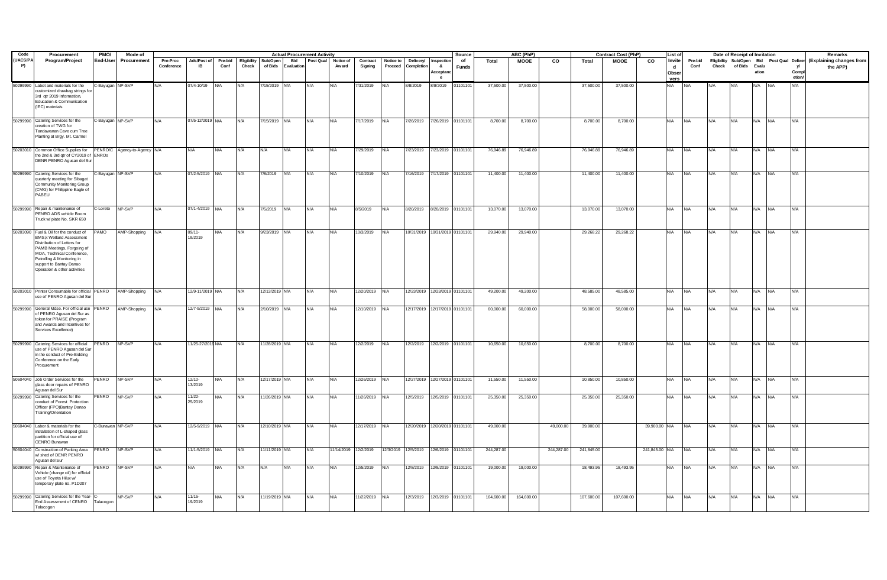| Code (UACS/PAP) | Procurement Program/Project | PMO/ End-User | Mode of Procurement | Actual Procurement Activity | | | | | | | | | | | | | Source of Funds | ABC (PhP) | | | Contract Cost (PhP) | | | List of Invited Observers | Date of Receipt of Invitation | | | | | | | Remarks (Explaining changes from the APP) |
|---|---|---|---|---|---|---|---|---|---|---|---|---|---|---|---|---|---|---|---|---|---|---|---|---|---|---|---|---|---|---|---|---|
| | | | | Pre-Proc Conference | Ads/Post of IB | Pre-bid Conf | Eligibility Check | Sub/Open of Bids | Bid Evaluation | Post Qual | Notice of Award | Contract Signing | Notice to Proceed | Delivery/ Completion | Inspection & Acceptance | | Total | MOOE | CO | Total | MOOE | CO | | Pre-bid Conf | Eligibility Check | Sub/Open of Bids | Bid Evaluation | Post Qual | Delivery/ Completion | | |
| 50299990 | Labot and materials for the customized drawbag strings for 3rd qtr 2019 Information, Education & Communication (IEC) materials | C-Bayugan | NP-SVP | N/A | 07/4-10/19 | N/A | N/A | 7/15/2019 | N/A | N/A | N/A | 7/31/2019 | N/A | 8/8/2019 | 8/8/2019 | 01101101 | 37,500.00 | 37,500.00 | | 37,500.00 | 37,500.00 | | N/A | N/A | N/A | N/A | N/A | N/A | N/A | |
| 50299990 | Catering Services for the creation of TWG for Tandawanan Cave cum Tree Planting at Brgy. Mt. Carmel | C-Bayugan | NP-SVP | N/A | 07/5-12/2019 | N/A | N/A | 7/15/2019 | N/A | N/A | N/A | 7/17/2019 | N/A | 7/26/2019 | 7/26/2019 | 01101101 | 8,700.00 | 8,700.00 | | 8,700.00 | 8,700.00 | | N/A | N/A | N/A | N/A | N/A | N/A | N/A | |
| 50203010 | Common Office Supplies for the 2nd & 3rd qtr of CY2019 of DENR PENRO Agusan del Sur | PENRO/C ENROs | Agency-to-Agency | N/A | N/A | N/A | N/A | N/A | N/A | N/A | N/A | 7/29/2019 | N/A | 7/23/2019 | 7/23/2019 | 01101101 | 76,946.89 | 76,946.89 | | 76,946.89 | 76,946.89 | | N/A | N/A | N/A | N/A | N/A | N/A | N/A | |
| 50299990 | Catering Services for the quarterly meeting for Sibagat Community Monitoring Group (CMG) for Philippine Eagle of PABEU | C-Bayugan | NP-SVP | N/A | 07/2-5/2019 | N/A | N/A | 7/8/2019 | N/A | N/A | N/A | 7/10/2019 | N/A | 7/16/2019 | 7/17/2019 | 01101101 | 11,400.00 | 11,400.00 | | 11,400.00 | 11,400.00 | | N/A | N/A | N/A | N/A | N/A | N/A | N/A | |
| 50299990 | Repair & maintenance of PENRO ADS vehicle Boom Truck w/ plate No. SKR 650 | C-Loreto | NP-SVP | N/A | 07/1-4/2019 | N/A | N/A | 7/5/2019 | N/A | N/A | N/A | 8/5/2019 | N/A | 8/20/2019 | 8/20/2019 | 01101101 | 13,070.00 | 13,070.00 | | 13,070.00 | 13,070.00 | | N/A | N/A | N/A | N/A | N/A | N/A | N/A | |
| 50203090 | Fuel & Oil for the conduct of BMS,k Wetland Assessment Distribution of Letters for PAMB Meetings, Forgoing of MOA, Technical Conference, Patrolling & Monitoring in support to Bantay Danao Operation & other activities | PAMO | AMP-Shopping | N/A | 09/11-19/2019 | N/A | N/A | 9/23/2019 | N/A | N/A | N/A | 10/3/2019 | N/A | 10/31/2019 | 10/31/2019 | 01101101 | 29,940.00 | 29,940.00 | | 29,268.22 | 29,268.22 | | N/A | N/A | N/A | N/A | N/A | N/A | N/A | |
| 50203010 | Printer Consumable for official use of PENRO Agusan del Sur | PENRO | AMP-Shopping | N/A | 12/9-11/2019 | N/A | N/A | 12/13/2019 | N/A | N/A | N/A | 12/20/2019 | N/A | 12/23/2019 | 12/23/2019 | 01101101 | 49,200.00 | 49,200.00 | | 48,585.00 | 48,585.00 | | N/A | N/A | N/A | N/A | N/A | N/A | N/A | |
| 50299990 | General Mdse. For official use of PENRO Agusan del Sur as token for PRAISE (Program and Awards and Incentives for Services Excellence) | PENRO | AMP-Shopping | N/A | 12/7-9/2019 | N/A | N/A | 2/10/2019 | N/A | N/A | N/A | 12/10/2019 | N/A | 12/17/2019 | 12/17/2019 | 01101101 | 60,000.00 | 60,000.00 | | 58,000.00 | 58,000.00 | | N/A | N/A | N/A | N/A | N/A | N/A | N/A | |
| 50299990 | Catering Services for official use of PENRO Agusan del Sur in the conduct of Pre-Bidding Conference on the Early Procurement | PENRO | NP-SVP | N/A | 11/25-27/2019 | N/A | N/A | 11/28/2019 | N/A | N/A | N/A | 12/2/2019 | N/A | 12/2/2019 | 12/2/2019 | 01101101 | 10,650.00 | 10,650.00 | | 8,700.00 | 8,700.00 | | N/A | N/A | N/A | N/A | N/A | N/A | N/A | |
| 50604040 | Job Order Services for the glass door repairs of PENRO Agusan del Sur | PENRO | NP-SVP | N/A | 12/10-13/2019 | N/A | N/A | 12/17/2019 | N/A | N/A | N/A | 12/26/2019 | N/A | 12/27/2019 | 12/27/2019 | 01101101 | 11,550.00 | 11,550.00 | | 10,850.00 | 10,850.00 | | N/A | N/A | N/A | N/A | N/A | N/A | N/A | |
| 50299990 | Catering Services for the conduct of Forest Protection Officer (FPO)Bantay Danao Training/Orientation | PENRO | NP-SVP | N/A | 11/22-25/2019 | N/A | N/A | 11/26/2019 | N/A | N/A | N/A | 11/26/2019 | N/A | 12/5/2019 | 12/5/2019 | 01101101 | 25,350.00 | 25,350.00 | | 25,350.00 | 25,350.00 | | N/A | N/A | N/A | N/A | N/A | N/A | N/A | |
| 50604040 | Labor & materials for the installation of L-shaped glass partition for official use of CENRO Bunawan | C-Bunawan | NP-SVP | N/A | 12/5-9/2019 | N/A | N/A | 12/10/2019 | N/A | N/A | N/A | 12/17/2019 | N/A | 12/20/2019 | 12/20/2019 | 01101101 | 49,000.00 | | 49,000.00 | 39,900.00 | | 39,900.00 | N/A | N/A | N/A | N/A | N/A | N/A | N/A | |
| 50604040 | Construction of Parking Area w/ shed of DENR PENRO Agusan del Sur | PENRO | NP-SVP | N/A | 11/1-5/2019 | N/A | N/A | 11/11/2019 | N/A | N/A | 11/14/2019 | 12/2/2019 | 12/3/2019 | 12/5/2019 | 12/6/2019 | 01101101 | 244,287.00 | | 244,287.00 | 241,845.00 | | 241,845.00 | N/A | N/A | N/A | N/A | N/A | N/A | N/A | |
| 50299990 | Repair & Maintenance of Vehicle (change oil) for official use of Toyota Hilux w/ temporary plate no. P1D207 | PENRO | NP-SVP | N/A | N/A | N/A | N/A | N/A | N/A | N/A | N/A | 12/5/2019 | N/A | 12/8/2019 | 12/8/2019 | 01101101 | 19,000.00 | 19,000.00 | | 18,493.95 | 18,493.95 | | N/A | N/A | N/A | N/A | N/A | N/A | N/A | |
| 50299990 | Catering Services for the Year-End Assessment of CENRO Talacogon | C-Talacogon | NP-SVP | N/A | 11/15-19/2019 | N/A | N/A | 11/19/2019 | N/A | N/A | N/A | 11/22/2019 | N/A | 12/3/2019 | 12/3/2019 | 01101101 | 164,600.00 | 164,600.00 | | 107,600.00 | 107,600.00 | | N/A | N/A | N/A | N/A | N/A | N/A | N/A | |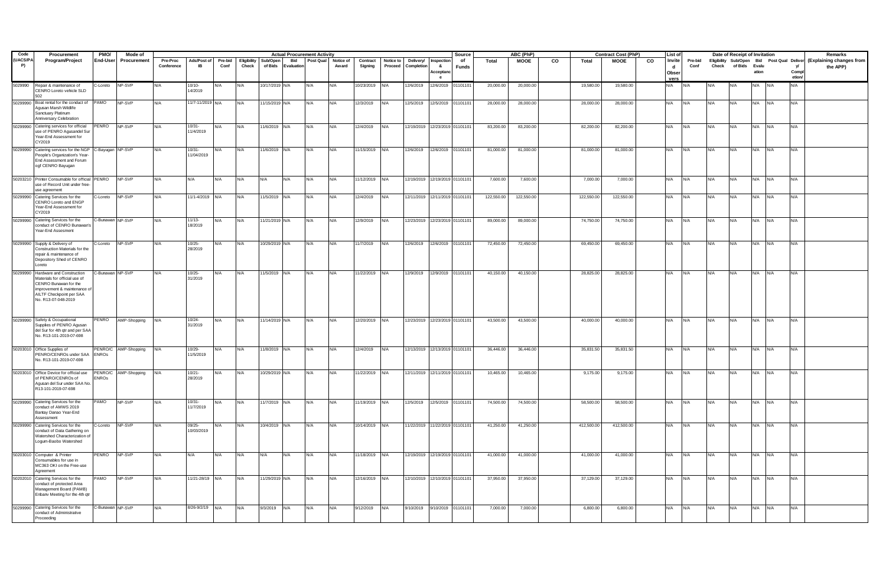| Code (UACS/PAP) | Procurement Program/Project | PMO/ End-User | Mode of Procurement | Actual Procurement Activity | | | | | | | | | | | | | Source of Funds | ABC (PhP) | | | Contract Cost (PhP) | | | List of Invited Observers | Date of Receipt of Invitation | | | | | | | Remarks (Explaining changes from the APP) |
|---|---|---|---|---|---|---|---|---|---|---|---|---|---|---|---|---|---|---|---|---|---|---|---|---|---|---|---|---|---|---|---|---|
| | | | | Pre-Proc Conference | Ads/Post of IB | Pre-bid Conf | Eligibility Check | Sub/Open of Bids | Bid Evaluation | Post Qual | Notice of Award | Contract Signing | Notice to Proceed | Delivery/ Completion | Inspection & Acceptance | | | Total | MOOE | CO | Total | MOOE | CO | | Pre-bid Conf | Eligibility Check | Sub/Open of Bids | Bid Evaluation | Post Qual | Delivery/ Completion/ | | |
| 5029990 | Repair & maintenance of CENRO Loreto vehicle SLD 502 | C-Loreto | NP-SVP | N/A | 10/10-14/2019 | N/A | N/A | 10/17/2019 | N/A | N/A | N/A | 10/23/2019 | N/A | 12/6/2019 | 12/6/2019 | 01101101 | 20,000.00 | 20,000.00 | | 19,580.00 | 19,580.00 | | N/A | N/A | N/A | N/A | N/A | N/A | N/A | |
| 50299990 | Boat rental for the conduct of Agusan Marsh Wildlife Sanctuary Platinum Anniversary Celebration | PAMO | NP-SVP | N/A | 11/7-11/2019 | N/A | N/A | 11/15/2019 | N/A | N/A | N/A | 12/3/2019 | N/A | 12/5/2019 | 12/5/2019 | 01101101 | 28,000.00 | 28,000.00 | | 28,000.00 | 28,000.00 | | N/A | N/A | N/A | N/A | N/A | N/A | N/A | |
| 50299990 | Catering services for official use of PENRO Agusandel Sur Year-End Assessment for CY2019 | PENRO | NP-SVP | N/A | 10/31-11/4/2019 | N/A | N/A | 11/6/2019 | N/A | N/A | N/A | 12/4/2019 | N/A | 12/19/2019 | 12/23/2019 | 01101101 | 83,200.00 | 83,200.00 | | 82,200.00 | 82,200.00 | | N/A | N/A | N/A | N/A | N/A | N/A | N/A | |
| 50299990 | Catering services for the NGP People's Organization's Year-End Assessment and Forum ogf CENRO Bayugan | C-Bayugan | NP-SVP | N/A | 10/31-11/04/2019 | N/A | N/A | 11/6/2019 | N/A | N/A | N/A | 11/15/2019 | N/A | 12/6/2019 | 12/6/2019 | 01101101 | 81,000.00 | 81,000.00 | | 81,000.00 | 81,000.00 | | N/A | N/A | N/A | N/A | N/A | N/A | N/A | |
| 50203210 | Printer Consumable for official use of Record Unit under free-use agreement | PENRO | NP-SVP | N/A | N/A | N/A | N/A | N/A | N/A | N/A | N/A | 11/12/2019 | N/A | 12/19/2019 | 12/19/2019 | 01101101 | 7,600.00 | 7,600.00 | | 7,000.00 | 7,000.00 | | N/A | N/A | N/A | N/A | N/A | N/A | N/A | |
| 50299990 | Catering Services for the CENRO Loreto and ENGP Year-End Assessment for CY2019 | C-Loreto | NP-SVP | N/A | 11/1-4/2019 | N/A | N/A | 11/5/2019 | N/A | N/A | N/A | 12/4/2019 | N/A | 12/11/2019 | 12/11/2019 | 01101101 | 122,550.00 | 122,550.00 | | 122,550.00 | 122,550.00 | | N/A | N/A | N/A | N/A | N/A | N/A | N/A | |
| 50299990 | Catering Services for the conduct of CENRO Bunawan's Year-End Assesment | C-Bunawan | NP-SVP | N/A | 11/13-18/2019 | N/A | N/A | 11/21/2019 | N/A | N/A | N/A | 12/9/2019 | N/A | 12/23/2019 | 12/23/2019 | 01101101 | 89,000.00 | 89,000.00 | | 74,750.00 | 74,750.00 | | N/A | N/A | N/A | N/A | N/A | N/A | N/A | |
| 50299990 | Supply & Delivery of Construction Materials for the repair & maintenance of Depository Shed of CENRO Loreto | C-Loreto | NP-SVP | N/A | 10/25-28/2019 | N/A | N/A | 10/29/2019 | N/A | N/A | N/A | 11/7/2019 | N/A | 12/6/2019 | 12/6/2019 | 01101101 | 72,450.00 | 72,450.00 | | 69,450.00 | 69,450.00 | | N/A | N/A | N/A | N/A | N/A | N/A | N/A | |
| 50299990 | Hardware and Construction Materials for official use of CENRO Bunawan for the improvement & maintenance of AILTF Checkpoint per SAA No. R13-07-048-2019 | C-Bunawan | NP-SVP | N/A | 10/25-31/2019 | N/A | N/A | 11/5/2019 | N/A | N/A | N/A | 11/22/2019 | N/A | 12/9/2019 | 12/9/2019 | 01101101 | 40,150.00 | 40,150.00 | | 28,825.00 | 28,825.00 | | N/A | N/A | N/A | N/A | N/A | N/A | N/A | |
| 50299990 | Safety & Occupational Supplies of PENRO Agusan del Sur for 4th qtr and per SAA No. R13-101-2019-07-698 | PENRO | AMP-Shopping | N/A | 10/24-31/2019 | N/A | N/A | 11/14/2019 | N/A | N/A | N/A | 12/20/2019 | N/A | 12/23/2019 | 12/23/2019 | 01101101 | 43,500.00 | 43,500.00 | | 40,000.00 | 40,000.00 | | N/A | N/A | N/A | N/A | N/A | N/A | N/A | |
| 50203010 | Office Supplies of PENRO/CENROs under SAA No. R13-101-2019-07-698 | PENRO/C ENROs | AMP-Shopping | N/A | 10/29-11/5/2019 | N/A | N/A | 11/8/2019 | N/A | N/A | N/A | 12/4/2019 | N/A | 12/13/2019 | 12/13/2019 | 01101101 | 36,446.00 | 36,446.00 | | 35,831.50 | 35,831.50 | | N/A | N/A | N/A | N/A | N/A | N/A | N/A | |
| 50203010 | Office Device for official use of PENRO/CENROs of Agusan del Sur under SAA No. R13-101-2019-07-698 | PENRO/C ENROs | AMP-Shopping | N/A | 10/21-28/2019 | N/A | N/A | 10/29/2019 | N/A | N/A | N/A | 11/22/2019 | N/A | 12/11/2019 | 12/11/2019 | 01101101 | 10,465.00 | 10,465.00 | | 9,175.00 | 9,175.00 | | N/A | N/A | N/A | N/A | N/A | N/A | N/A | |
| 50299990 | Catering Services for the conduct of AMWS 2019 Bantay Danao Year-End Assessment | PAMO | NP-SVP | N/A | 10/31-11/7/2019 | N/A | N/A | 11/7/2019 | N/A | N/A | N/A | 11/19/2019 | N/A | 12/5/2019 | 12/5/2019 | 01101101 | 74,500.00 | 74,500.00 | | 58,500.00 | 58,500.00 | | N/A | N/A | N/A | N/A | N/A | N/A | N/A | |
| 50299990 | Catering Services for the conduct of Data Gathering on Watershed Characterization of Logum-Baobo Watershed | C-Loreto | NP-SVP | N/A | 09/25-10/03/2019 | N/A | N/A | 10/4/2019 | N/A | N/A | N/A | 10/14/2019 | N/A | 11/22/2019 | 11/22/2019 | 01101101 | 41,250.00 | 41,250.00 | | 412,500.00 | 412,500.00 | | N/A | N/A | N/A | N/A | N/A | N/A | N/A | |
| 50203010 | Computer & Printer Consumables for use in MC363 OKI on the Free-use Agreement | PENRO | NP-SVP | N/A | N/A | N/A | N/A | N/A | N/A | N/A | N/A | 11/18/2019 | N/A | 12/19/2019 | 12/19/2019 | 01101101 | 41,000.00 | 41,000.00 | | 41,000.00 | 41,000.00 | | N/A | N/A | N/A | N/A | N/A | N/A | N/A | |
| 50202010 | Catering Services for the conduct of protected Area Management Board (PAMB) Enbanv Meeting for the 4th qtr | PAMO | NP-SVP | N/A | 11/21-28/19 | N/A | N/A | 11/29/2019 | N/A | N/A | N/A | 12/16/2019 | N/A | 12/10/2019 | 12/10/2019 | 01101101 | 37,950.00 | 37,950.00 | | 37,129.00 | 37,129.00 | | N/A | N/A | N/A | N/A | N/A | N/A | N/A | |
| 50299990 | Catering Services for the conduct of Administrative Proceeding | C-Bunawan | NP-SVP | N/A | 8/26-9/2/19 | N/A | N/A | 9/3/2019 | N/A | N/A | N/A | 9/12/2019 | N/A | 9/10/2019 | 9/10/2019 | 01101101 | 7,000.00 | 7,000.00 | | 6,800.00 | 6,800.00 | | N/A | N/A | N/A | N/A | N/A | N/A | N/A | |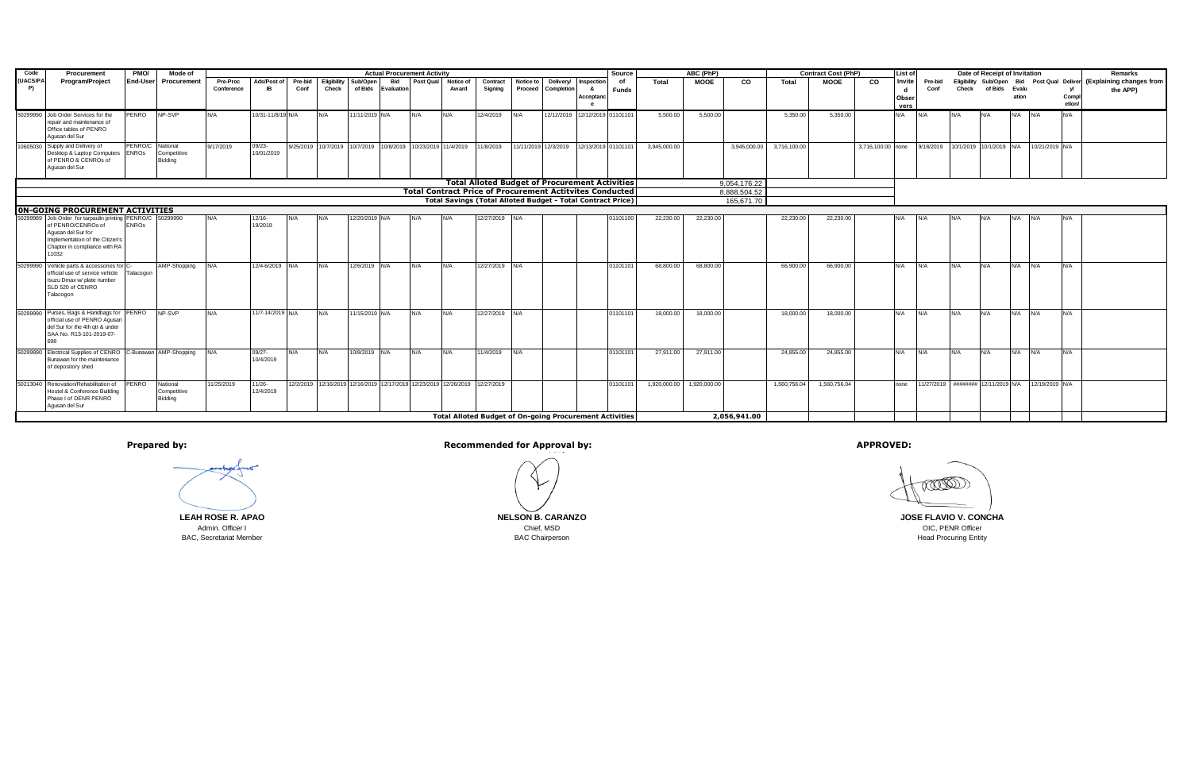| Code (UACS/PAP) | Procurement Program/Project | PMO/ End-User | Mode of Procurement | Actual Procurement Activity | | | | | | | | | | | | | Source of Funds | ABC (PhP) | | | Contract Cost (PhP) | | | List of Invited Observers | Date of Receipt of Invitation | | | | | | | Remarks (Explaining changes from the APP) |
|---|---|---|---|---|---|---|---|---|---|---|---|---|---|---|---|---|---|---|---|---|---|---|---|---|---|---|---|---|---|---|---|---|
| | | | | Pre-Proc Conference | Ads/Post of IB | Pre-bid Conf | Eligibility Check | Sub/Open of Bids | Bid Evaluation | Post Qual | Notice of Award | Contract Signing | Notice to Proceed | Delivery/ Completion | Inspection & Acceptance | | | Total | MOOE | CO | Total | MOOE | CO | | Pre-bid Conf | Eligibility Check | Sub/Open of Bids | Bid Evaluation | Post Qual | Delivery/ Completion | | |
| 50299990 | Job Order Services for the repair and maintenance of Office tables of PENRO Agusan del Sur | PENRO | NP-SVP | N/A | 10/31-11/8/19 | N/A | N/A | 11/11/2019 | N/A | N/A | N/A | 12/4/2019 | N/A | 12/12/2019 | 12/12/2019 | 01101101 | 5,500.00 | 5,500.00 | | 5,350.00 | 5,350.00 | | N/A | N/A | N/A | N/A | N/A | N/A | N/A | |
| 10605030 | Supply and Delivery of Desktop & Laptop Computers of PENRO & CENROs of Agusan del Sur | PENRO/C ENROs | National Competitive Bidding | 9/17/2019 | 09/23-10/01/2019 | 9/25/2019 | 10/7/2019 | 10/7/2019 | 10/8/2019 | 10/23/2019 | 11/4/2019 | 11/8/2019 | 11/11/2019 | 12/3/2019 | 12/13/2019 | 01101101 | 3,945,000.00 | | 3,945,000.00 | 3,716,100.00 | | 3,716,100.00 | none | 9/18/2019 | 10/1/2019 | 10/1/2019 | N/A | 10/21/2019 | N/A | |
| **Total Alloted Budget of Procurement Activities** | | | | | | | | | | | | | | | | | | | 9,054,176.22 | | | | | | | | | | | | | |
| **Total Contract Price of Procurement Actitvites Conducted** | | | | | | | | | | | | | | | | | | | 8,888,504.52 | | | | | | | | | | | | | |
| **Total Savings (Total Alloted Budget - Total Contract Price)** | | | | | | | | | | | | | | | | | | | 165,671.70 | | | | | | | | | | | | | |
| **ON-GOING PROCUREMENT ACTIVITIES** | | | | | | | | | | | | | | | | | | | | | | | | | | | | | | | | |
| 50299989 | Job Order for tarpaulin printing of PENRO/CENROs of Agusan del Sur for Implementation of the Citizen's Chapter in compliance with RA 11032 | PENRO/C ENROs | 50299990 | N/A | 12/16-19/2019 | N/A | N/A | 12/20/2019 | N/A | N/A | N/A | 12/27/2019 | N/A | | | 01101100 | 22,230.00 | 22,230.00 | | 22,230.00 | 22,230.00 | | N/A | N/A | N/A | N/A | N/A | N/A | N/A | |
| 50299990 | Vehicle parts & accessories for official use of service vehicle Isuzu Dmax w/ plate number SLD 520 of CENRO Talacogon | C-Talacogon | AMP-Shopping | N/A | 12/4-6/2019 | N/A | N/A | 12/6/2019 | N/A | N/A | N/A | 12/27/2019 | N/A | | | 01101101 | 68,800.00 | 68,800.00 | | 66,900.00 | 66,900.00 | | N/A | N/A | N/A | N/A | N/A | N/A | N/A | |
| 50299990 | Purses, Bags & Handbags for official use of PENRO Agusan del Sur for the 4th qtr & under SAA No. R13-101-2019-07-698 | PENRO | NP-SVP | N/A | 11/7-14/2019 | N/A | N/A | 11/15/2019 | N/A | N/A | N/A | 12/27/2019 | N/A | | | 01101101 | 18,000.00 | 18,000.00 | | 18,000.00 | 18,000.00 | | N/A | N/A | N/A | N/A | N/A | N/A | N/A | |
| 50299990 | Electrical Supplies of CENRO Bunawan for the maintenance of depository shed | C-Bunawan | AMP-Shopping | N/A | 09/27-10/4/2019 | N/A | N/A | 10/8/2019 | N/A | N/A | N/A | 11/4/2019 | N/A | | | 01101101 | 27,911.00 | 27,911.00 | | 24,855.00 | 24,855.00 | | N/A | N/A | N/A | N/A | N/A | N/A | N/A | |
| 50213040 | Renovation/Rehabilitation of Hostel & Conference Building Phase I of DENR PENRO Agusan del Sur | PENRO | National Competitive Bidding | 11/25/2019 | 11/26-12/4/2019 | 12/2/2019 | 12/16/2019 | 12/16/2019 | 12/17/2019 | 12/23/2019 | 12/26/2019 | 12/27/2019 | | | | 01101101 | 1,920,000.00 | 1,920,000.00 | | 1,560,756.04 | 1,560,756.04 | | none | 11/27/2019 | ######## | 12/11/2019 | N/A | 12/19/2019 | N/A | |
| **Total Alloted Budget of On-going Procurement Activities** | | | | | | | | | | | | | | | | | | | 2,056,941.00 | | | | | | | | | | | | | |

**Prepared by:**

LEAH ROSE R. APAO
Admin. Officer I
BAC, Secretariat Member

**Recommended for Approval by:**

NELSON B. CARANZO
Chief, MSD
BAC Chairperson

**APPROVED:**

JOSE FLAVIO V. CONCHA
OIC, PENR Officer
Head Procuring Entity